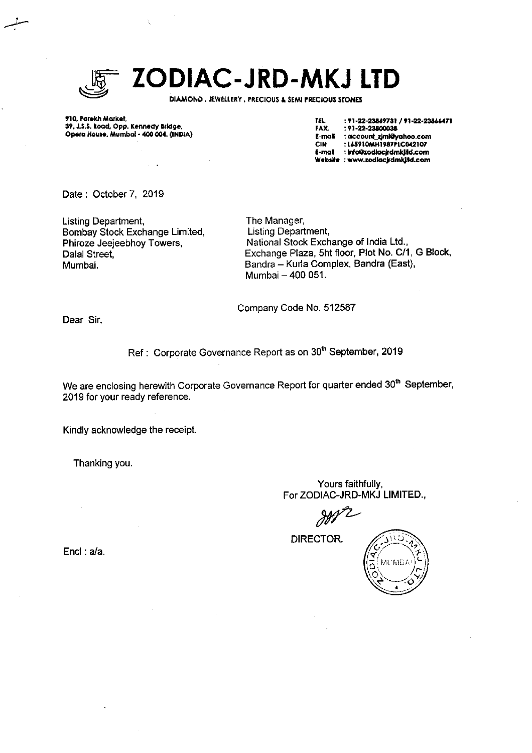# ZODIAC-JRD-MKJ LTD

DIAMOND . JEWELLERY . PRECIOUS & SEMI PRECIOUS STONES

910, Parekh Market,
39, J.S.S. Road, Opp. Kennedy Bridge,
Opera House, Mumbai - 400 004. (INDIA)

TEL : 91-22-23869731 / 91-22-23866471
FAX : 91-22-23800038
E-mail : account_zjmk@yahoo.com
CIN : L65910MH1987PLC042107
E-mail : info@zodiacjrdmkjltd.com
Website : www.zodiacjrdmkjltd.com

Date : October 7, 2019

Listing Department,
Bombay Stock Exchange Limited,
Phiroze Jeejeebhoy Towers,
Dalal Street,
Mumbai.

The Manager,
Listing Department,
National Stock Exchange of India Ltd.,
Exchange Plaza, 5ht floor, Plot No. C/1, G Block,
Bandra – Kurla Complex, Bandra (East),
Mumbai – 400 051.

Company Code No. 512587

Dear Sir,

Ref : Corporate Governance Report as on 30th September, 2019

We are enclosing herewith Corporate Governance Report for quarter ended 30th September, 2019 for your ready reference.

Kindly acknowledge the receipt.

Thanking you.

Yours faithfully,
For ZODIAC-JRD-MKJ LIMITED.,

DIRECTOR.

Encl : a/a.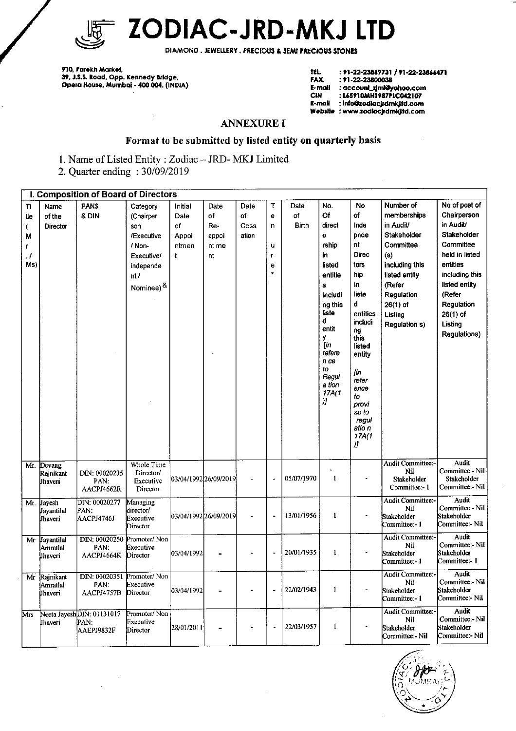# ZODIAC-JRD-MKJ LTD

DIAMOND . JEWELLERY . PRECIOUS & SEMI PRECIOUS STONES

910, Parekh Market,
39, J.S.S. Road, Opp. Kennedy Bridge,
Opera House, Mumbai - 400 004. (INDIA)

TEL : 91-22-23869731 / 91-22-23866471
FAX : 91-22-23800038
E-mail : account_zjml@yahoo.com
CIN : L65910MH1987PLC042107
E-mail : info@zodiacjrdmkjltd.com
Website : www.zodiacjrdmkjltd.com

## ANNEXURE I

### Format to be submitted by listed entity on quarterly basis

1. Name of Listed Entity : Zodiac – JRD- MKJ Limited
2. Quarter ending : 30/09/2019

**I. Composition of Board of Directors**

| Title (Mr./ Ms) | Name of the Director | PAN$ & DIN | Category (Chairperson /Executive / Non-Executive/ independent / Nominee) & | Initial Date of Appointment | Date of Re-appointment | Date of Cessation | Tenure* | Date of Birth | No. Of directorship in listed entities including this listed entity [in reference to Regulation 17A(1)] | No of Independent Directorship in listed entities including this listed entity [in reference to proviso to regulation 17A(1)] | Number of memberships in Audit/ Stakeholder Committee (s) including this listed entity (Refer Regulation 26(1) of Listing Regulation s) | No of post of Chairperson in Audit/ Stakeholder Committee held in listed entities including this listed entity (Refer Regulation 26(1) of Listing Regulations) |
|---|---|---|---|---|---|---|---|---|---|---|---|---|
| Mr. | Devang Rajnikant Jhaveri | DIN: 00020235 PAN: AACPJ4662R | Whole Time Director/ Executive Director | 03/04/1992 | 26/09/2019 | - | - | 05/07/1970 | 1 | - | Audit Committee:- Nil Stakeholder Committee:- 1 | Audit Committee:- Nil Stakeholder Committee:- Nil |
| Mr. | Jayesh Jayantilal Jhaveri | DIN: 00020277 PAN: AACPJ4746J | Managing director/ Executive Director | 03/04/1992 | 26/09/2019 | - | - | 13/01/1956 | 1 | - | Audit Committee:- Nil Stakeholder Committee:- 1 | Audit Committee:- Nil Stakeholder Committee:- Nil |
| Mr | Jayantilal Amratlal Jhaveri | DIN: 00020250 PAN: AACPJ4664K | Promoter/ Non Executive Director | 03/04/1992 | - | - | - | 20/01/1935 | 1 | - | Audit Committee:- Nil Stakeholder Committee:- 1 | Audit Committee:- Nil Stakeholder Committee:- 1 |
| Mr | Rajnikant Amratlal Jhaveri | DIN: 00020351 PAN: AACPJ4757B | Promoter/ Non Executive Director | 03/04/1992 | - | - | - | 22/02/1943 | 1 | - | Audit Committee:- Nil Stakeholder Committee:- 1 | Audit Committee:- Nil Stakeholder Committee:- Nil |
| Mrs | Neeta Jayesh Jhaveri | DIN: 01131017 PAN: AAEPJ9832F | Promoter/ Non Executive Director | 28/01/2011 | - | - | - | 22/03/1957 | 1 | - | Audit Committee:- Nil Stakeholder Committee:- Nil | Audit Committee:- Nil Stakeholder Committee:- Nil |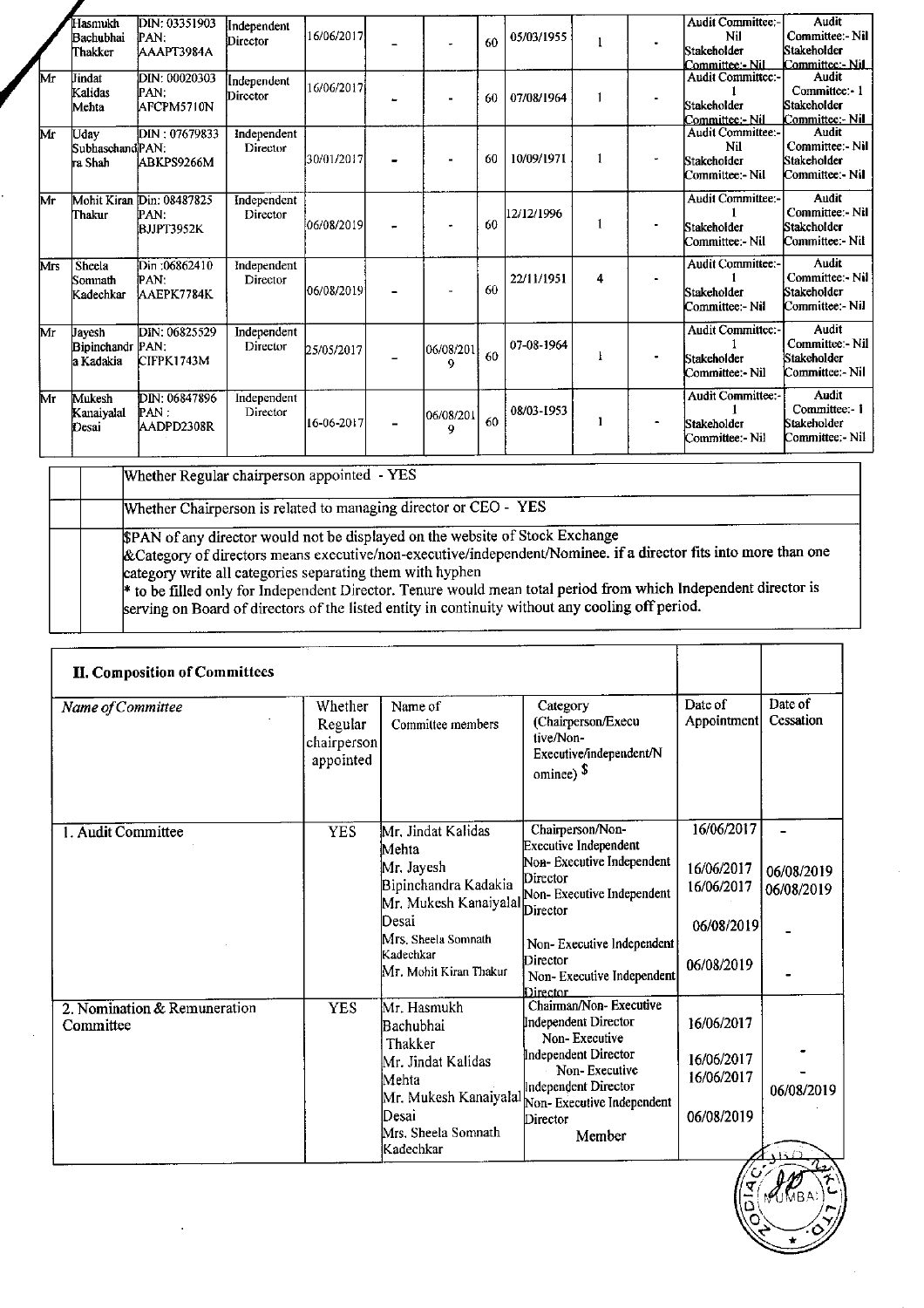|  |  |  |  |  |  |  |  |  |  |  |  |  |
|---|---|---|---|---|---|---|---|---|---|---|---|---|
|  | Hasmukh Bachubhai Thakker | DIN: 03351903 PAN: AAAPT3984A | Independent Director | 16/06/2017 | - | - | 60 | 05/03/1955 | 1 | - | Audit Committee:- Nil Stakeholder Committee:- Nil | Audit Committee:- Nil Stakeholder Committee:- Nil |
| Mr | Jindat Kalidas Mehta | DIN: 00020303 PAN: AFCPM5710N | Independent Director | 16/06/2017 | - | - | 60 | 07/08/1964 | 1 | - | Audit Committee:- 1 Stakeholder Committee:- Nil | Audit Committee:- 1 Stakeholder Committee:- Nil |
| Mr | Uday Subhaschandra Shah | DIN : 07679833 PAN: ABKPS9266M | Independent Director | 30/01/2017 | - | - | 60 | 10/09/1971 | 1 | - | Audit Committee:- Nil Stakeholder Committee:- Nil | Audit Committee:- Nil Stakeholder Committee:- Nil |
| Mr | Mohit Kiran Thakur | Din: 08487825 PAN: BJJPT3952K | Independent Director | 06/08/2019 | - | - | 60 | 12/12/1996 | 1 | - | Audit Committee:- 1 Stakeholder Committee:- Nil | Audit Committee:- Nil Stakeholder Committee:- Nil |
| Mrs | Sheela Somnath Kadechkar | Din :06862410 PAN: AAEPK7784K | Independent Director | 06/08/2019 | - | - | 60 | 22/11/1951 | 4 | - | Audit Committee:- 1 Stakeholder Committee:- Nil | Audit Committee:- Nil Stakeholder Committee:- Nil |
| Mr | Jayesh Bipinchandra Kadakia | DIN: 06825529 PAN: CIFPK1743M | Independent Director | 25/05/2017 | - | 06/08/2019 | 60 | 07-08-1964 | 1 | - | Audit Committee:- 1 Stakeholder Committee:- Nil | Audit Committee:- Nil Stakeholder Committee:- Nil |
| Mr | Mukesh Kanaiyalal Desai | DIN: 06847896 PAN : AADPD2308R | Independent Director | 16-06-2017 | - | 06/08/2019 | 60 | 08/03-1953 | 1 | - | Audit Committee:- 1 Stakeholder Committee:- Nil | Audit Committee:- 1 Stakeholder Committee:- Nil |

Whether Regular chairperson appointed - YES

Whether Chairperson is related to managing director or CEO - YES

$PAN of any director would not be displayed on the website of Stock Exchange
&Category of directors means executive/non-executive/independent/Nominee. if a director fits into more than one category write all categories separating them with hyphen
* to be filled only for Independent Director. Tenure would mean total period from which Independent director is serving on Board of directors of the listed entity in continuity without any cooling off period.

## II. Composition of Committees

| Name of Committee | Whether Regular chairperson appointed | Name of Committee members | Category (Chairperson/Executive/Non-Executive/independent/Nominee) $ | Date of Appointment | Date of Cessation |
|---|---|---|---|---|---|
| 1. Audit Committee | YES | Mr. Jindat Kalidas Mehta | Chairperson/Non-Executive Independent | 16/06/2017 | - |
| | | Mr. Jayesh Bipinchandra Kadakia | Non- Executive Independent Director | 16/06/2017 | 06/08/2019 |
| | | Mr. Mukesh Kanaiyalal Desai | Non- Executive Independent Director | 16/06/2017 | 06/08/2019 |
| | | Mrs. Sheela Somnath Kadechkar | Non- Executive Independent Director | 06/08/2019 | - |
| | | Mr. Mohit Kiran Thakur | Non- Executive Independent Director | 06/08/2019 | - |
| 2. Nomination & Remuneration Committee | YES | Mr. Hasmukh Bachubhai Thakker | Chairman/Non- Executive Independent Director | 16/06/2017 | |
| | | Mr. Jindat Kalidas Mehta | Non- Executive Independent Director | 16/06/2017 | - |
| | | Mr. Mukesh Kanaiyalal Desai | Non- Executive Independent Director | 16/06/2017 | 06/08/2019 |
| | | Mrs. Sheela Somnath Kadechkar | Member | 06/08/2019 | |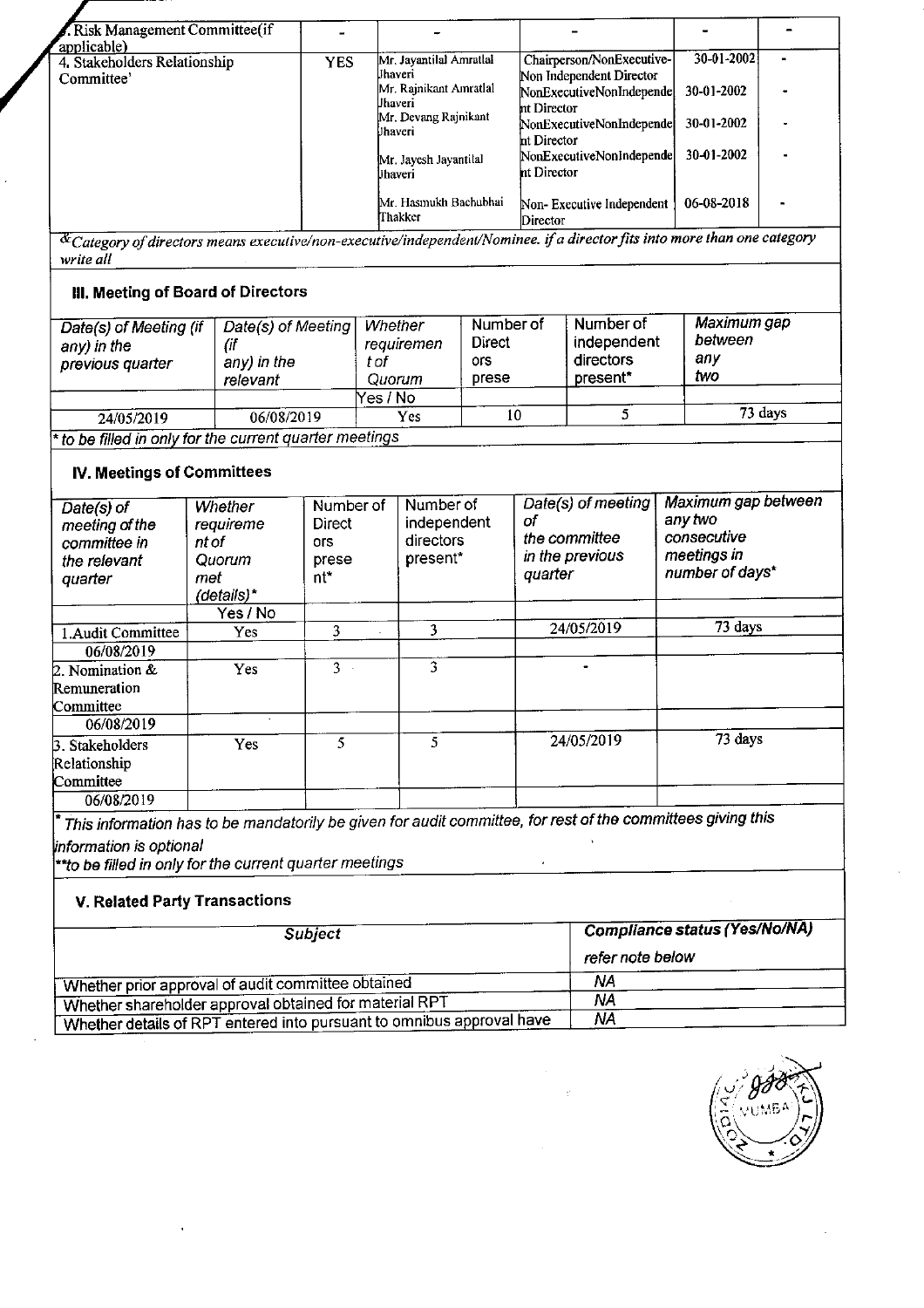| 3. Risk Management Committee(if applicable) | - | - | - | - | - |
|---|---|---|---|---|---|
| 4. Stakeholders Relationship Committee' | YES | Mr. Jayantilal Amratlal Jhaveri | Chairperson/NonExecutive-Non Independent Director | 30-01-2002 | - |
| | | Mr. Rajnikant Amratlal Jhaveri | NonExecutiveNonIndependent Director | 30-01-2002 | - |
| | | Mr. Devang Rajnikant Jhaveri | NonExecutiveNonIndependent Director | 30-01-2002 | - |
| | | Mr. Jayesh Jayantilal Jhaveri | NonExecutiveNonIndependent Director | 30-01-2002 | - |
| | | Mr. Hasmukh Bachubhai Thakker | Non- Executive Independent Director | 06-08-2018 | - |

*&Category of directors means executive/non-executive/independent/Nominee. if a director fits into more than one category write all*

### III. Meeting of Board of Directors

| Date(s) of Meeting (if any) in the previous quarter | Date(s) of Meeting (if any) in the relevant | Whether requirement of Quorum | Number of Directors present | Number of independent directors present* | Maximum gap between any two |
|---|---|---|---|---|---|
| | | Yes / No | | | |
| 24/05/2019 | 06/08/2019 | Yes | 10 | 5 | 73 days |

*\* to be filled in only for the current quarter meetings*

### IV. Meetings of Committees

| Date(s) of meeting of the committee in the relevant quarter | Whether requirement of Quorum met (details)* | Number of Directors present* | Number of independent directors present* | Date(s) of meeting of the committee in the previous quarter | Maximum gap between any two consecutive meetings in number of days* |
|---|---|---|---|---|---|
| | Yes / No | | | | |
| 1.Audit Committee | Yes | 3 | 3 | 24/05/2019 | 73 days |
| 06/08/2019 | | | | | |
| 2. Nomination & Remuneration Committee | Yes | 3 | 3 | - | |
| 06/08/2019 | | | | | |
| 3. Stakeholders Relationship Committee | Yes | 5 | 5 | 24/05/2019 | 73 days |
| 06/08/2019 | | | | | |

*\* This information has to be mandatorily be given for audit committee, for rest of the committees giving this information is optional*

*\*\*to be filled in only for the current quarter meetings*

### V. Related Party Transactions

| Subject | Compliance status (Yes/No/NA) |
|---|---|
| | refer note below |
| Whether prior approval of audit committee obtained | NA |
| Whether shareholder approval obtained for material RPT | NA |
| Whether details of RPT entered into pursuant to omnibus approval have | NA |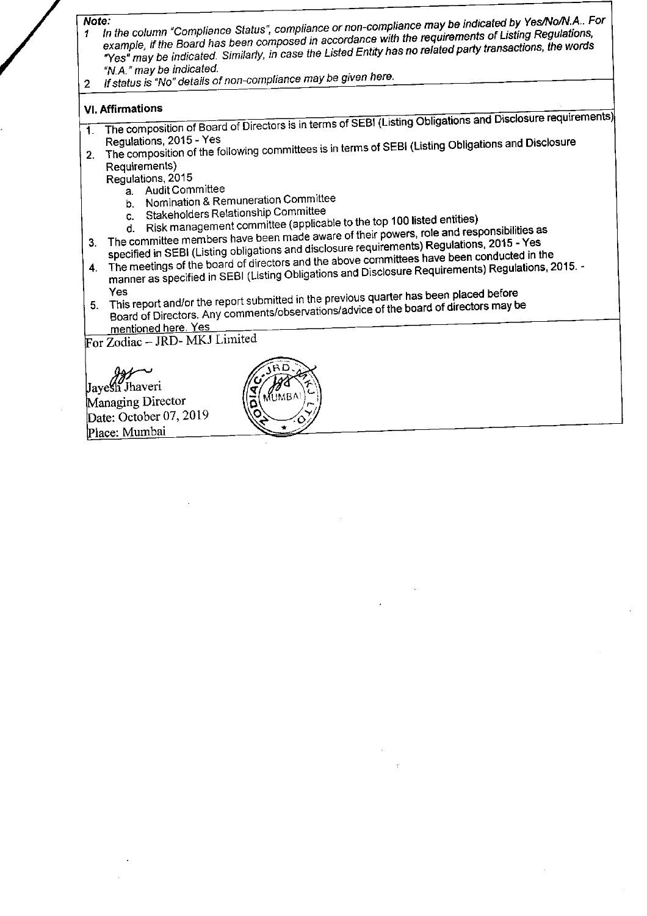***Note:***

1. *In the column "Compliance Status", compliance or non-compliance may be indicated by Yes/No/N.A.. For example, if the Board has been composed in accordance with the requirements of Listing Regulations, "Yes" may be indicated. Similarly, in case the Listed Entity has no related party transactions, the words "N.A." may be indicated.*
2. *If status is "No" details of non-compliance may be given here.*

**VI. Affirmations**

1. The composition of Board of Directors is in terms of SEBI (Listing Obligations and Disclosure requirements) Regulations, 2015 - Yes
2. The composition of the following committees is in terms of SEBI (Listing Obligations and Disclosure Requirements) Regulations, 2015
   a. Audit Committee
   b. Nomination & Remuneration Committee
   c. Stakeholders Relationship Committee
   d. Risk management committee (applicable to the top 100 listed entities)
3. The committee members have been made aware of their powers, role and responsibilities as specified in SEBI (Listing obligations and disclosure requirements) Regulations, 2015 - Yes
4. The meetings of the board of directors and the above committees have been conducted in the manner as specified in SEBI (Listing Obligations and Disclosure Requirements) Regulations, 2015. - Yes
5. This report and/or the report submitted in the previous quarter has been placed before Board of Directors. Any comments/observations/advice of the board of directors may be mentioned here. Yes

For Zodiac – JRD- MKJ Limited

Jayesh Jhaveri
Managing Director
Date: October 07, 2019
Place: Mumbai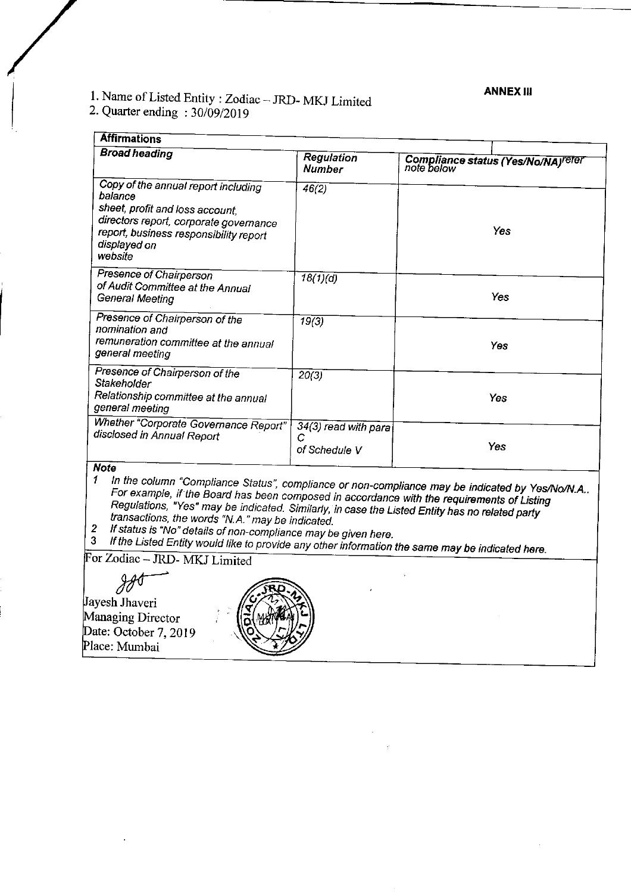**ANNEX III**

1. Name of Listed Entity : Zodiac – JRD- MKJ Limited
2. Quarter ending : 30/09/2019

| Affirmations | | |
|---|---|---|
| ***Broad heading*** | ***Regulation Number*** | ***Compliance status (Yes/No/NA)*** *refer note below* |
| *Copy of the annual report including balance sheet, profit and loss account, directors report, corporate governance report, business responsibility report displayed on website* | *46(2)* | *Yes* |
| *Presence of Chairperson of Audit Committee at the Annual General Meeting* | *18(1)(d)* | *Yes* |
| *Presence of Chairperson of the nomination and remuneration committee at the annual general meeting* | *19(3)* | *Yes* |
| *Presence of Chairperson of the Stakeholder Relationship committee at the annual general meeting* | *20(3)* | *Yes* |
| *Whether "Corporate Governance Report" disclosed in Annual Report* | *34(3) read with para C of Schedule V* | *Yes* |

***Note***

1. *In the column "Compliance Status", compliance or non-compliance may be indicated by Yes/No/N.A.. For example, if the Board has been composed in accordance with the requirements of Listing Regulations, "Yes" may be indicated. Similarly, in case the Listed Entity has no related party transactions, the words "N.A." may be indicated.*
2. *If status is "No" details of non-compliance may be given here.*
3. *If the Listed Entity would like to provide any other information the same may be indicated here.*

For Zodiac – JRD- MKJ Limited

Jayesh Jhaveri
Managing Director
Date: October 7, 2019
Place: Mumbai